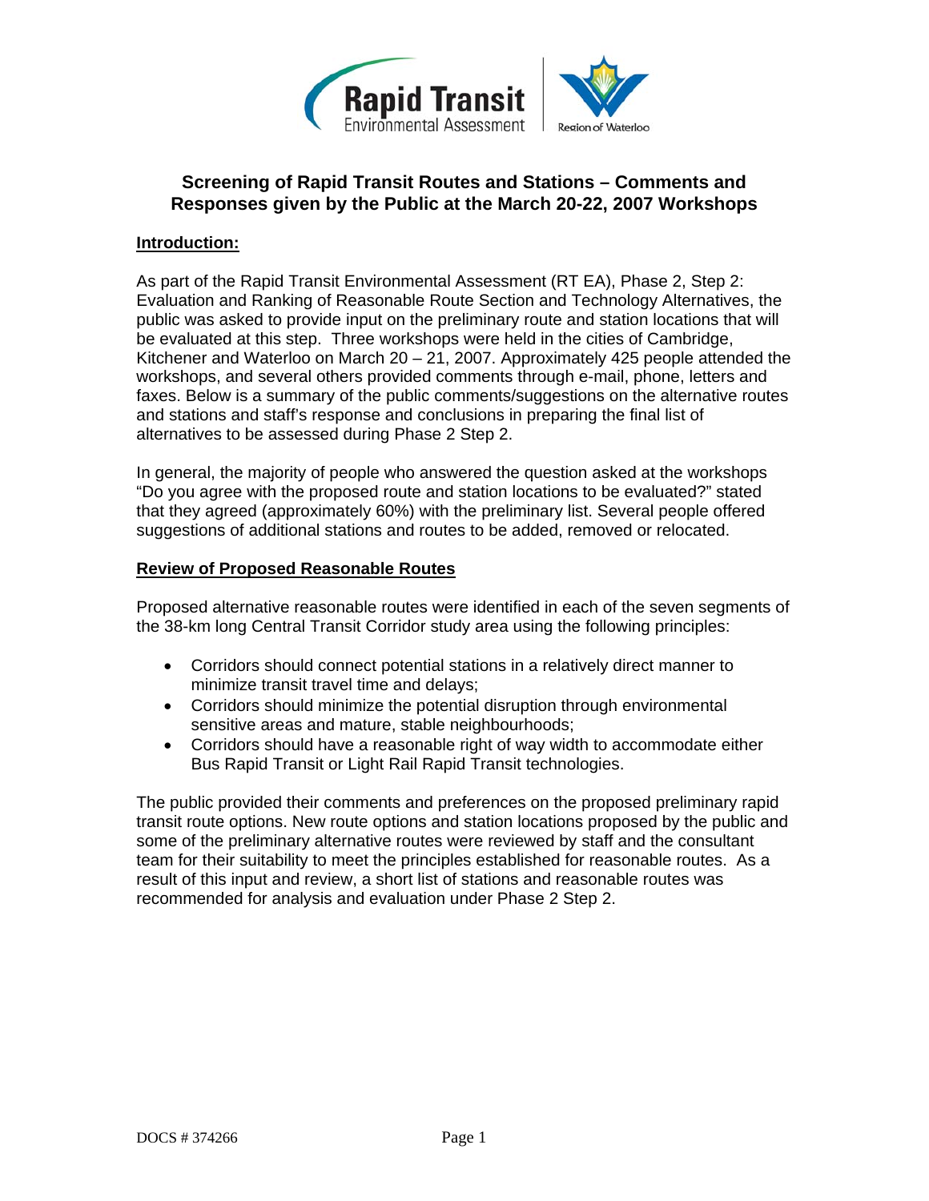# Screening of Rapid Transit Routes and Stations – Comments and Responses given by the Public at the March 20-22, 2007 Workshops

## Introduction:

As part of the Rapid Transit Environmental Assessment (RT EA), Phase 2, Step 2: Evaluation and Ranking of Reasonable Route Section and Technology Alternatives, the public was asked to provide input on the preliminary route and station locations that will be evaluated at this step. Three workshops were held in the cities of Cambridge, Kitchener and Waterloo on March 20 – 21, 2007. Approximately 425 people attended the workshops, and several others provided comments through e-mail, phone, letters and faxes. Below is a summary of the public comments/suggestions on the alternative routes and stations and staff's response and conclusions in preparing the final list of alternatives to be assessed during Phase 2 Step 2.

In general, the majority of people who answered the question asked at the workshops "Do you agree with the proposed route and station locations to be evaluated?" stated that they agreed (approximately 60%) with the preliminary list. Several people offered suggestions of additional stations and routes to be added, removed or relocated.

## Review of Proposed Reasonable Routes

Proposed alternative reasonable routes were identified in each of the seven segments of the 38-km long Central Transit Corridor study area using the following principles:

- Corridors should connect potential stations in a relatively direct manner to minimize transit travel time and delays;
- Corridors should minimize the potential disruption through environmental sensitive areas and mature, stable neighbourhoods;
- Corridors should have a reasonable right of way width to accommodate either Bus Rapid Transit or Light Rail Rapid Transit technologies.

The public provided their comments and preferences on the proposed preliminary rapid transit route options. New route options and station locations proposed by the public and some of the preliminary alternative routes were reviewed by staff and the consultant team for their suitability to meet the principles established for reasonable routes. As a result of this input and review, a short list of stations and reasonable routes was recommended for analysis and evaluation under Phase 2 Step 2.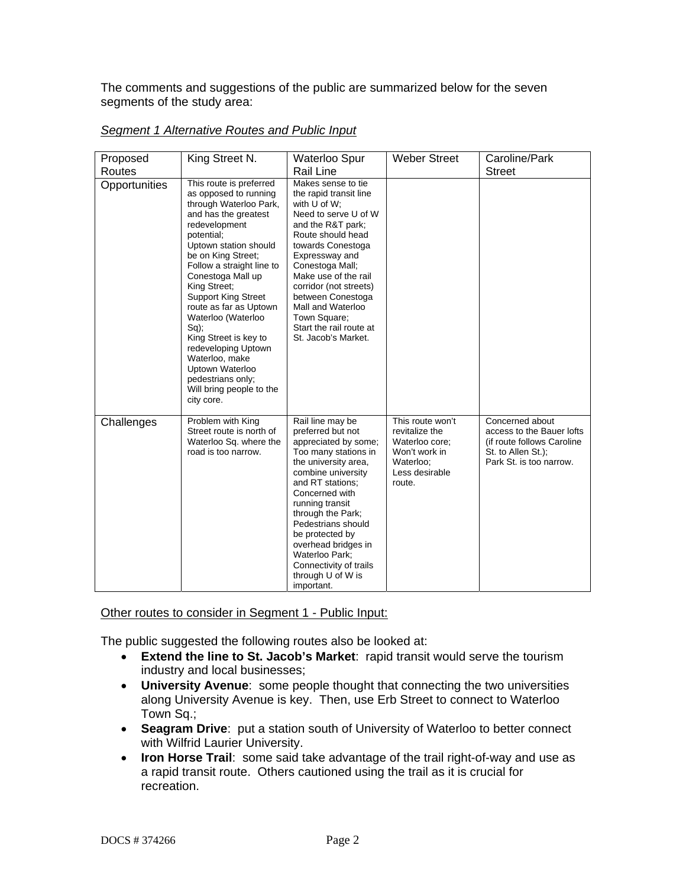The comments and suggestions of the public are summarized below for the seven segments of the study area:

*Segment 1 Alternative Routes and Public Input*

| Proposed Routes | King Street N. | Waterloo Spur Rail Line | Weber Street | Caroline/Park Street |
|---|---|---|---|---|
| Opportunities | This route is preferred as opposed to running through Waterloo Park, and has the greatest redevelopment potential; Uptown station should be on King Street; Follow a straight line to Conestoga Mall up King Street; Support King Street route as far as Uptown Waterloo (Waterloo Sq); King Street is key to redeveloping Uptown Waterloo, make Uptown Waterloo pedestrians only; Will bring people to the city core. | Makes sense to tie the rapid transit line with U of W; Need to serve U of W and the R&T park; Route should head towards Conestoga Expressway and Conestoga Mall; Make use of the rail corridor (not streets) between Conestoga Mall and Waterloo Town Square; Start the rail route at St. Jacob's Market. | | |
| Challenges | Problem with King Street route is north of Waterloo Sq. where the road is too narrow. | Rail line may be preferred but not appreciated by some; Too many stations in the university area, combine university and RT stations; Concerned with running transit through the Park; Pedestrians should be protected by overhead bridges in Waterloo Park; Connectivity of trails through U of W is important. | This route won't revitalize the Waterloo core; Won't work in Waterloo; Less desirable route. | Concerned about access to the Bauer lofts (if route follows Caroline St. to Allen St.); Park St. is too narrow. |

Other routes to consider in Segment 1 - Public Input:

The public suggested the following routes also be looked at:

- **Extend the line to St. Jacob's Market**: rapid transit would serve the tourism industry and local businesses;
- **University Avenue**: some people thought that connecting the two universities along University Avenue is key. Then, use Erb Street to connect to Waterloo Town Sq.;
- **Seagram Drive**: put a station south of University of Waterloo to better connect with Wilfrid Laurier University.
- **Iron Horse Trail**: some said take advantage of the trail right-of-way and use as a rapid transit route. Others cautioned using the trail as it is crucial for recreation.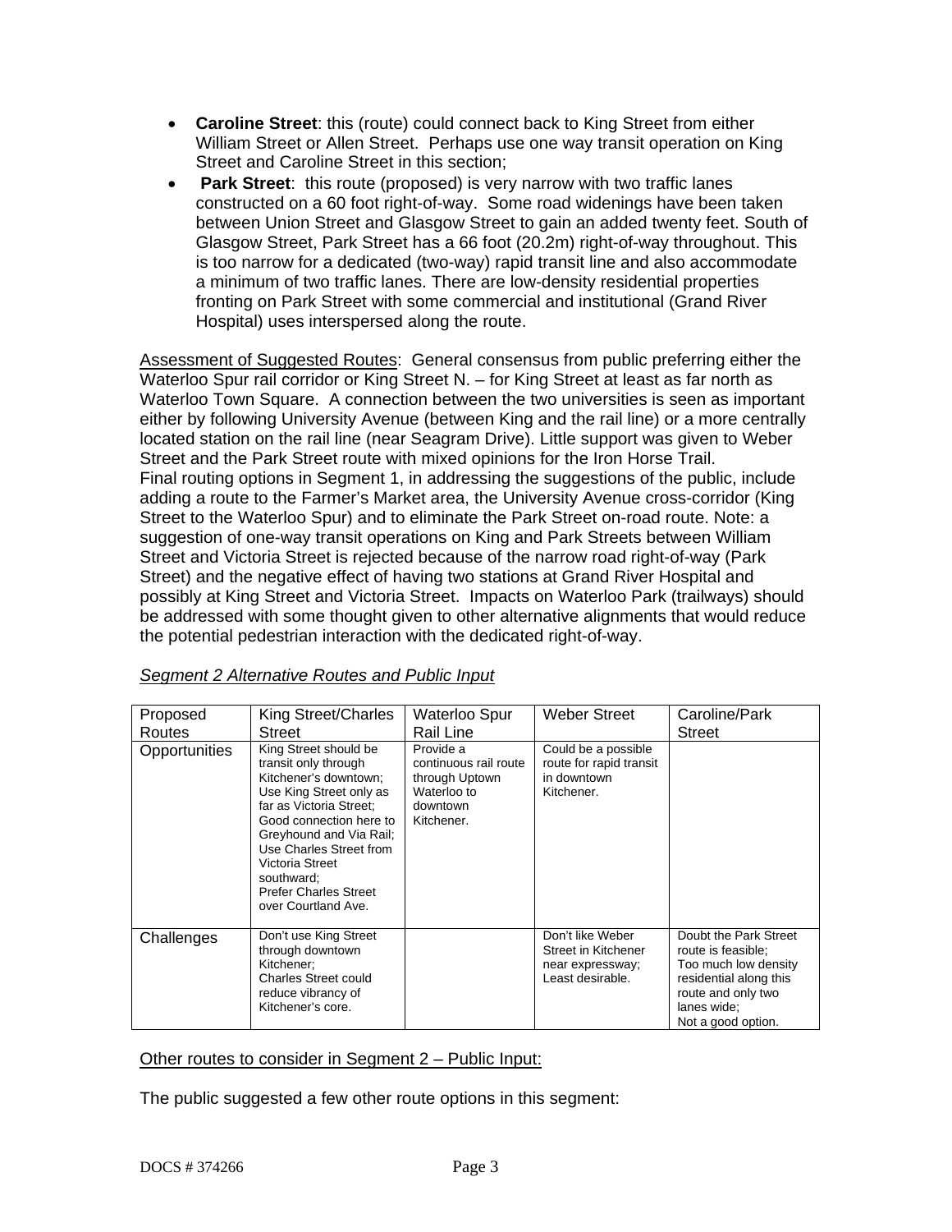- **Caroline Street**: this (route) could connect back to King Street from either William Street or Allen Street. Perhaps use one way transit operation on King Street and Caroline Street in this section;
- **Park Street**: this route (proposed) is very narrow with two traffic lanes constructed on a 60 foot right-of-way. Some road widenings have been taken between Union Street and Glasgow Street to gain an added twenty feet. South of Glasgow Street, Park Street has a 66 foot (20.2m) right-of-way throughout. This is too narrow for a dedicated (two-way) rapid transit line and also accommodate a minimum of two traffic lanes. There are low-density residential properties fronting on Park Street with some commercial and institutional (Grand River Hospital) uses interspersed along the route.

<u>Assessment of Suggested Routes</u>: General consensus from public preferring either the Waterloo Spur rail corridor or King Street N. – for King Street at least as far north as Waterloo Town Square. A connection between the two universities is seen as important either by following University Avenue (between King and the rail line) or a more centrally located station on the rail line (near Seagram Drive). Little support was given to Weber Street and the Park Street route with mixed opinions for the Iron Horse Trail.
Final routing options in Segment 1, in addressing the suggestions of the public, include adding a route to the Farmer's Market area, the University Avenue cross-corridor (King Street to the Waterloo Spur) and to eliminate the Park Street on-road route. Note: a suggestion of one-way transit operations on King and Park Streets between William Street and Victoria Street is rejected because of the narrow road right-of-way (Park Street) and the negative effect of having two stations at Grand River Hospital and possibly at King Street and Victoria Street. Impacts on Waterloo Park (trailways) should be addressed with some thought given to other alternative alignments that would reduce the potential pedestrian interaction with the dedicated right-of-way.

*<u>Segment 2 Alternative Routes and Public Input</u>*

| Proposed Routes | King Street/Charles Street | Waterloo Spur Rail Line | Weber Street | Caroline/Park Street |
|---|---|---|---|---|
| Opportunities | King Street should be transit only through Kitchener's downtown; Use King Street only as far as Victoria Street; Good connection here to Greyhound and Via Rail; Use Charles Street from Victoria Street southward; Prefer Charles Street over Courtland Ave. | Provide a continuous rail route through Uptown Waterloo to downtown Kitchener. | Could be a possible route for rapid transit in downtown Kitchener. | |
| Challenges | Don't use King Street through downtown Kitchener; Charles Street could reduce vibrancy of Kitchener's core. | | Don't like Weber Street in Kitchener near expressway; Least desirable. | Doubt the Park Street route is feasible; Too much low density residential along this route and only two lanes wide; Not a good option. |

<u>Other routes to consider in Segment 2 – Public Input:</u>

The public suggested a few other route options in this segment: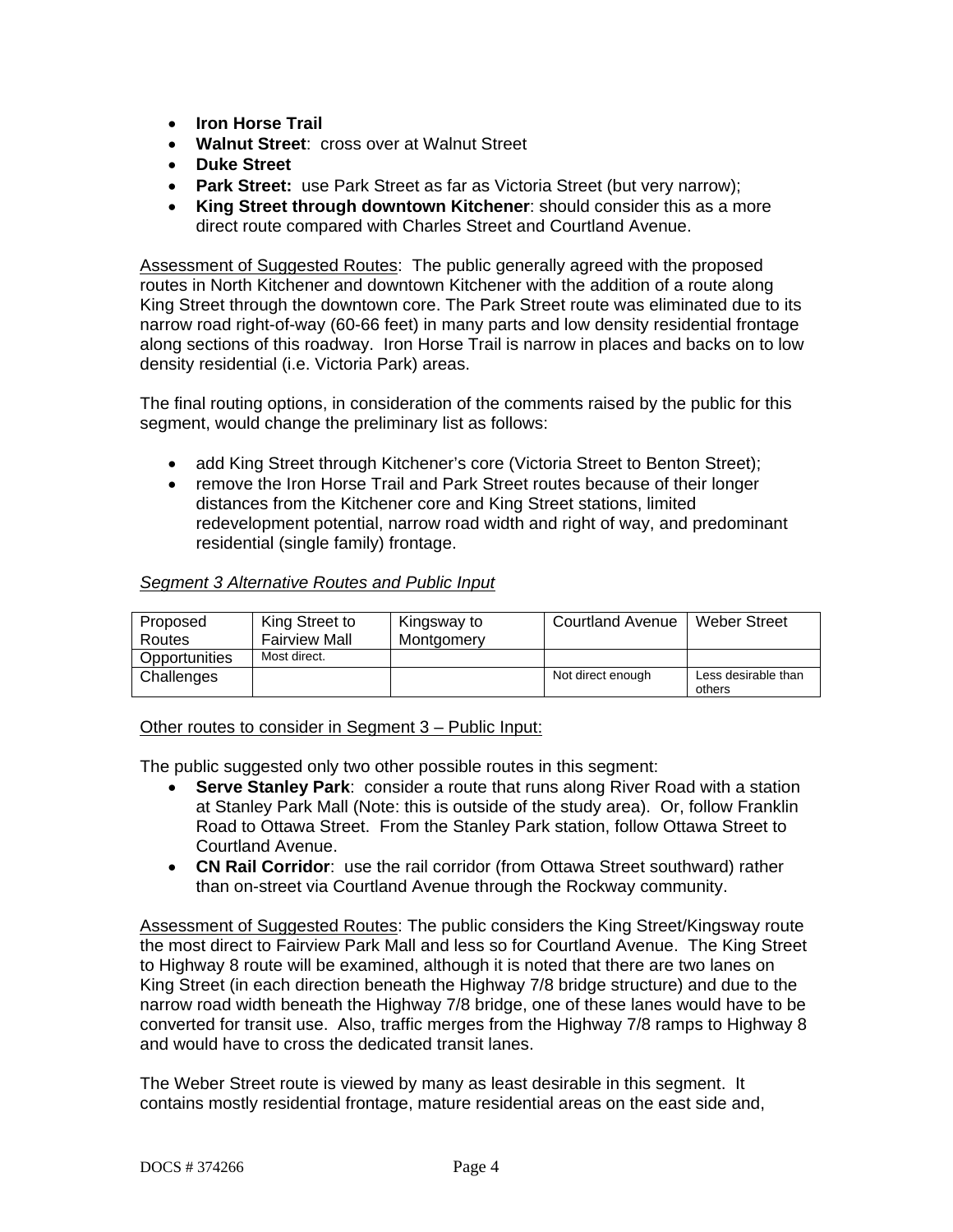- **Iron Horse Trail**
- **Walnut Street**: cross over at Walnut Street
- **Duke Street**
- **Park Street:** use Park Street as far as Victoria Street (but very narrow);
- **King Street through downtown Kitchener**: should consider this as a more direct route compared with Charles Street and Courtland Avenue.

<u>Assessment of Suggested Routes</u>: The public generally agreed with the proposed routes in North Kitchener and downtown Kitchener with the addition of a route along King Street through the downtown core. The Park Street route was eliminated due to its narrow road right-of-way (60-66 feet) in many parts and low density residential frontage along sections of this roadway. Iron Horse Trail is narrow in places and backs on to low density residential (i.e. Victoria Park) areas.

The final routing options, in consideration of the comments raised by the public for this segment, would change the preliminary list as follows:

- add King Street through Kitchener's core (Victoria Street to Benton Street);
- remove the Iron Horse Trail and Park Street routes because of their longer distances from the Kitchener core and King Street stations, limited redevelopment potential, narrow road width and right of way, and predominant residential (single family) frontage.

*<u>Segment 3 Alternative Routes and Public Input</u>*

| Proposed Routes | King Street to Fairview Mall | Kingsway to Montgomery | Courtland Avenue | Weber Street |
|---|---|---|---|---|
| Opportunities | Most direct. | | | |
| Challenges | | | Not direct enough | Less desirable than others |

<u>Other routes to consider in Segment 3 – Public Input:</u>

The public suggested only two other possible routes in this segment:

- **Serve Stanley Park**: consider a route that runs along River Road with a station at Stanley Park Mall (Note: this is outside of the study area). Or, follow Franklin Road to Ottawa Street. From the Stanley Park station, follow Ottawa Street to Courtland Avenue.
- **CN Rail Corridor**: use the rail corridor (from Ottawa Street southward) rather than on-street via Courtland Avenue through the Rockway community.

<u>Assessment of Suggested Routes</u>: The public considers the King Street/Kingsway route the most direct to Fairview Park Mall and less so for Courtland Avenue. The King Street to Highway 8 route will be examined, although it is noted that there are two lanes on King Street (in each direction beneath the Highway 7/8 bridge structure) and due to the narrow road width beneath the Highway 7/8 bridge, one of these lanes would have to be converted for transit use. Also, traffic merges from the Highway 7/8 ramps to Highway 8 and would have to cross the dedicated transit lanes.

The Weber Street route is viewed by many as least desirable in this segment. It contains mostly residential frontage, mature residential areas on the east side and,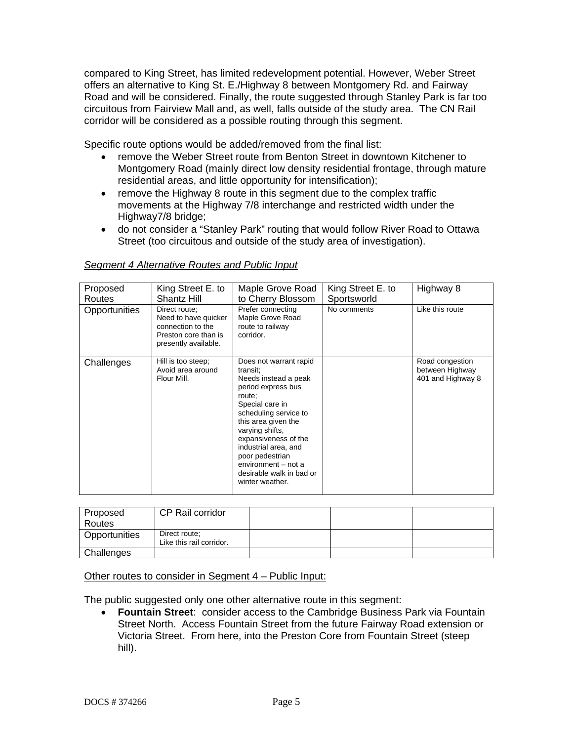compared to King Street, has limited redevelopment potential. However, Weber Street offers an alternative to King St. E./Highway 8 between Montgomery Rd. and Fairway Road and will be considered. Finally, the route suggested through Stanley Park is far too circuitous from Fairview Mall and, as well, falls outside of the study area. The CN Rail corridor will be considered as a possible routing through this segment.

Specific route options would be added/removed from the final list:

- remove the Weber Street route from Benton Street in downtown Kitchener to Montgomery Road (mainly direct low density residential frontage, through mature residential areas, and little opportunity for intensification);
- remove the Highway 8 route in this segment due to the complex traffic movements at the Highway 7/8 interchange and restricted width under the Highway7/8 bridge;
- do not consider a “Stanley Park” routing that would follow River Road to Ottawa Street (too circuitous and outside of the study area of investigation).

*Segment 4 Alternative Routes and Public Input*

| Proposed Routes | King Street E. to Shantz Hill | Maple Grove Road to Cherry Blossom | King Street E. to Sportsworld | Highway 8 |
|---|---|---|---|---|
| Opportunities | Direct route; Need to have quicker connection to the Preston core than is presently available. | Prefer connecting Maple Grove Road route to railway corridor. | No comments | Like this route |
| Challenges | Hill is too steep; Avoid area around Flour Mill. | Does not warrant rapid transit; Needs instead a peak period express bus route; Special care in scheduling service to this area given the varying shifts, expansiveness of the industrial area, and poor pedestrian environment – not a desirable walk in bad or winter weather. | | Road congestion between Highway 401 and Highway 8 |

| Proposed Routes | CP Rail corridor | | | |
|---|---|---|---|---|
| Opportunities | Direct route; Like this rail corridor. | | | |
| Challenges | | | | |

Other routes to consider in Segment 4 – Public Input:

The public suggested only one other alternative route in this segment:

- **Fountain Street**: consider access to the Cambridge Business Park via Fountain Street North. Access Fountain Street from the future Fairway Road extension or Victoria Street. From here, into the Preston Core from Fountain Street (steep hill).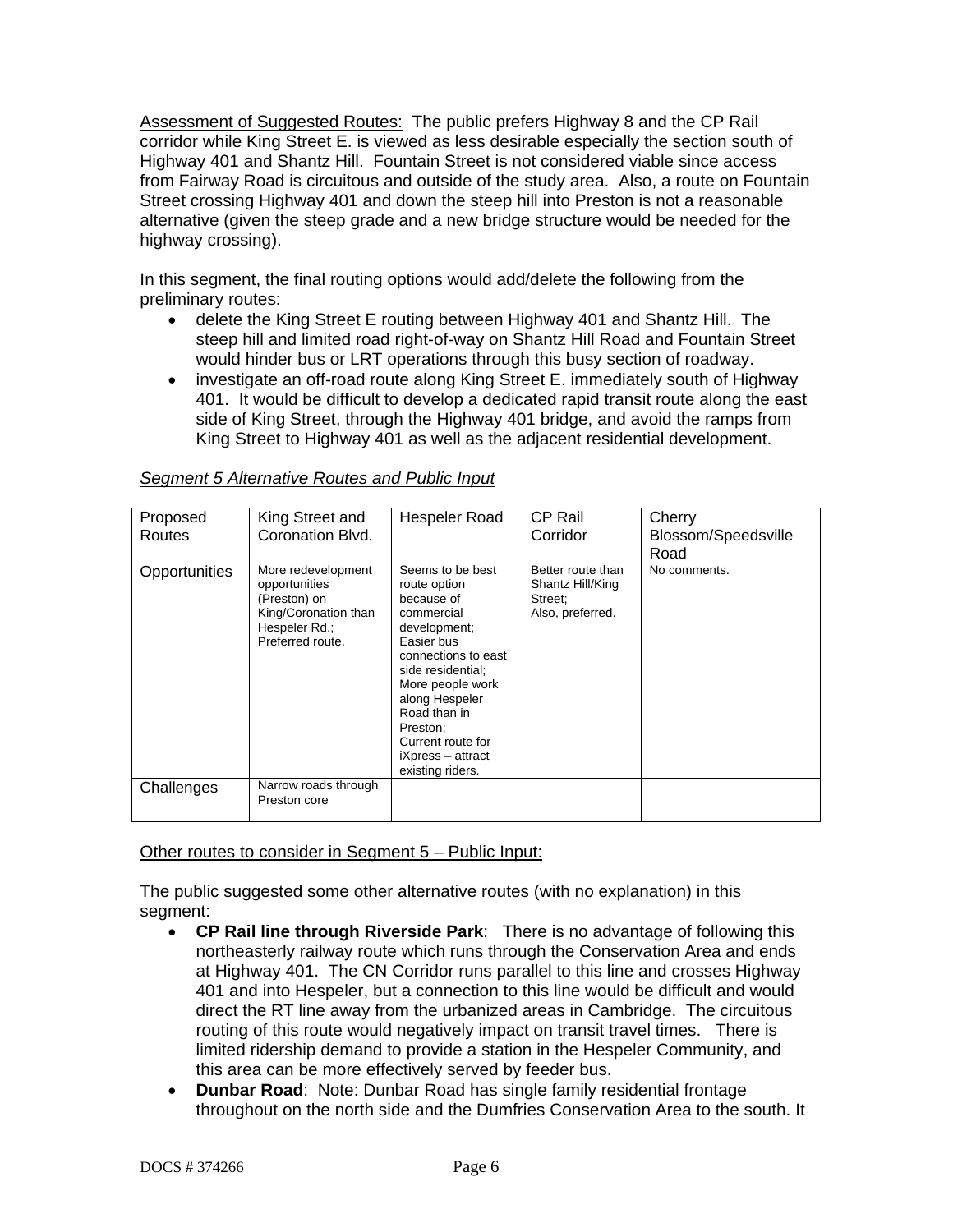Assessment of Suggested Routes: The public prefers Highway 8 and the CP Rail corridor while King Street E. is viewed as less desirable especially the section south of Highway 401 and Shantz Hill. Fountain Street is not considered viable since access from Fairway Road is circuitous and outside of the study area. Also, a route on Fountain Street crossing Highway 401 and down the steep hill into Preston is not a reasonable alternative (given the steep grade and a new bridge structure would be needed for the highway crossing).

In this segment, the final routing options would add/delete the following from the preliminary routes:

- delete the King Street E routing between Highway 401 and Shantz Hill. The steep hill and limited road right-of-way on Shantz Hill Road and Fountain Street would hinder bus or LRT operations through this busy section of roadway.
- investigate an off-road route along King Street E. immediately south of Highway 401. It would be difficult to develop a dedicated rapid transit route along the east side of King Street, through the Highway 401 bridge, and avoid the ramps from King Street to Highway 401 as well as the adjacent residential development.

*Segment 5 Alternative Routes and Public Input*

| Proposed Routes | King Street and Coronation Blvd. | Hespeler Road | CP Rail Corridor | Cherry Blossom/Speedsville Road |
|---|---|---|---|---|
| Opportunities | More redevelopment opportunities (Preston) on King/Coronation than Hespeler Rd.; Preferred route. | Seems to be best route option because of commercial development; Easier bus connections to east side residential; More people work along Hespeler Road than in Preston; Current route for iXpress – attract existing riders. | Better route than Shantz Hill/King Street; Also, preferred. | No comments. |
| Challenges | Narrow roads through Preston core | | | |

Other routes to consider in Segment 5 – Public Input:

The public suggested some other alternative routes (with no explanation) in this segment:

- **CP Rail line through Riverside Park**: There is no advantage of following this northeasterly railway route which runs through the Conservation Area and ends at Highway 401. The CN Corridor runs parallel to this line and crosses Highway 401 and into Hespeler, but a connection to this line would be difficult and would direct the RT line away from the urbanized areas in Cambridge. The circuitous routing of this route would negatively impact on transit travel times. There is limited ridership demand to provide a station in the Hespeler Community, and this area can be more effectively served by feeder bus.
- **Dunbar Road**: Note: Dunbar Road has single family residential frontage throughout on the north side and the Dumfries Conservation Area to the south. It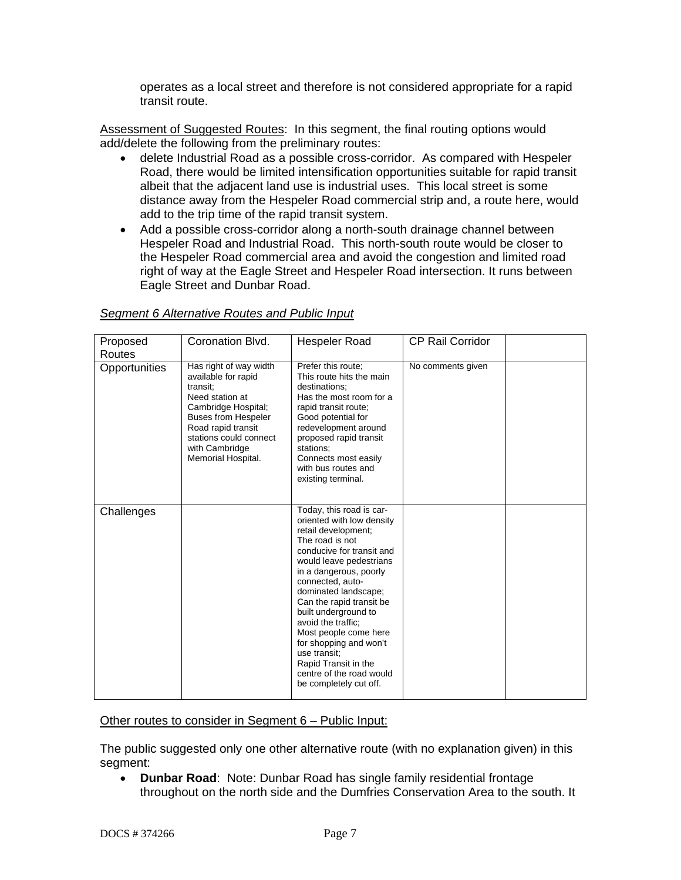operates as a local street and therefore is not considered appropriate for a rapid transit route.

Assessment of Suggested Routes: In this segment, the final routing options would add/delete the following from the preliminary routes:

- delete Industrial Road as a possible cross-corridor. As compared with Hespeler Road, there would be limited intensification opportunities suitable for rapid transit albeit that the adjacent land use is industrial uses. This local street is some distance away from the Hespeler Road commercial strip and, a route here, would add to the trip time of the rapid transit system.
- Add a possible cross-corridor along a north-south drainage channel between Hespeler Road and Industrial Road. This north-south route would be closer to the Hespeler Road commercial area and avoid the congestion and limited road right of way at the Eagle Street and Hespeler Road intersection. It runs between Eagle Street and Dunbar Road.

*Segment 6 Alternative Routes and Public Input*

| Proposed Routes | Coronation Blvd. | Hespeler Road | CP Rail Corridor | |
|---|---|---|---|---|
| Opportunities | Has right of way width available for rapid transit; Need station at Cambridge Hospital; Buses from Hespeler Road rapid transit stations could connect with Cambridge Memorial Hospital. | Prefer this route; This route hits the main destinations; Has the most room for a rapid transit route; Good potential for redevelopment around proposed rapid transit stations; Connects most easily with bus routes and existing terminal. | No comments given | |
| Challenges | | Today, this road is car-oriented with low density retail development; The road is not conducive for transit and would leave pedestrians in a dangerous, poorly connected, auto-dominated landscape; Can the rapid transit be built underground to avoid the traffic; Most people come here for shopping and won't use transit; Rapid Transit in the centre of the road would be completely cut off. | | |

Other routes to consider in Segment 6 – Public Input:

The public suggested only one other alternative route (with no explanation given) in this segment:

- **Dunbar Road**: Note: Dunbar Road has single family residential frontage throughout on the north side and the Dumfries Conservation Area to the south. It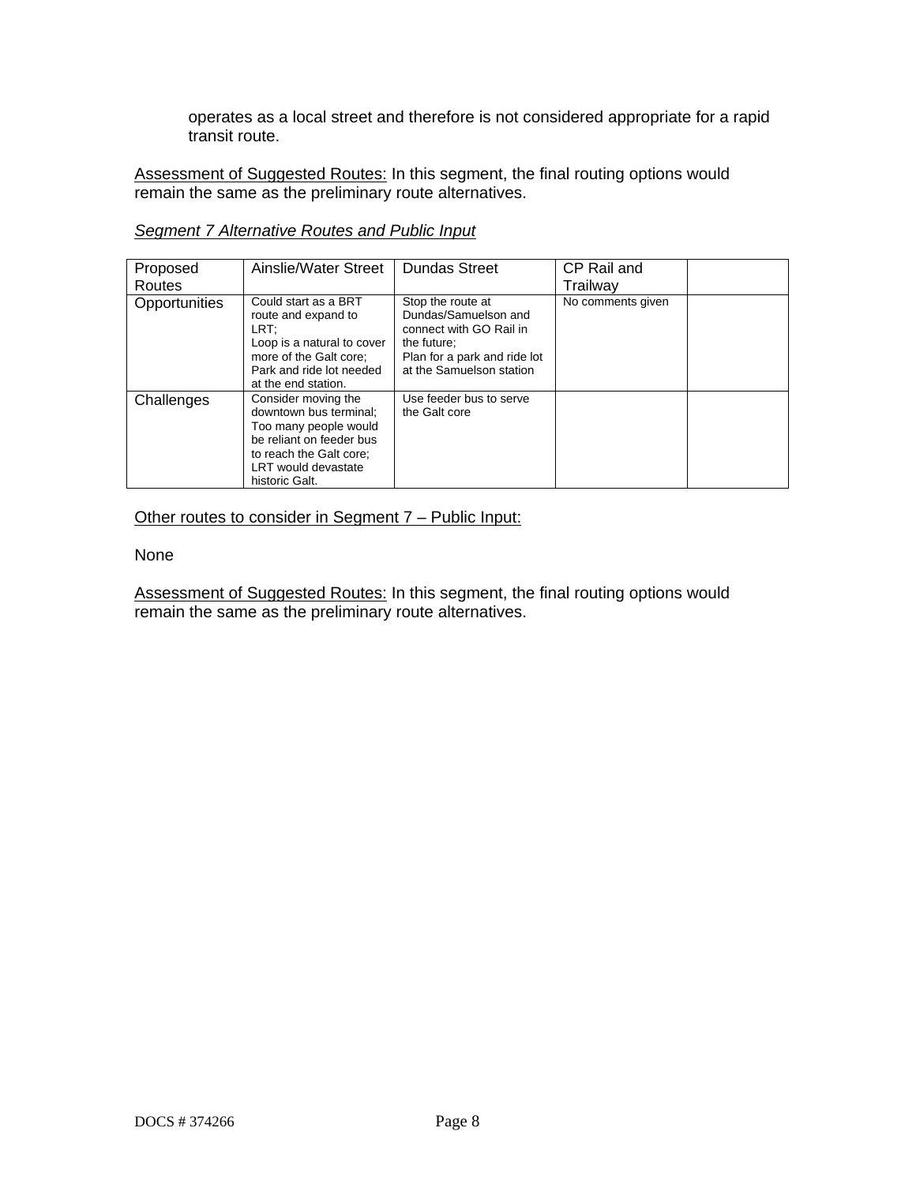operates as a local street and therefore is not considered appropriate for a rapid transit route.

Assessment of Suggested Routes: In this segment, the final routing options would remain the same as the preliminary route alternatives.

*Segment 7 Alternative Routes and Public Input*

| Proposed Routes | Ainslie/Water Street | Dundas Street | CP Rail and Trailway | |
|---|---|---|---|---|
| Opportunities | Could start as a BRT route and expand to LRT;<br>Loop is a natural to cover more of the Galt core;<br>Park and ride lot needed at the end station. | Stop the route at Dundas/Samuelson and connect with GO Rail in the future;<br>Plan for a park and ride lot at the Samuelson station | No comments given | |
| Challenges | Consider moving the downtown bus terminal;<br>Too many people would be reliant on feeder bus to reach the Galt core;<br>LRT would devastate historic Galt. | Use feeder bus to serve the Galt core | | |

Other routes to consider in Segment 7 – Public Input:

None

Assessment of Suggested Routes: In this segment, the final routing options would remain the same as the preliminary route alternatives.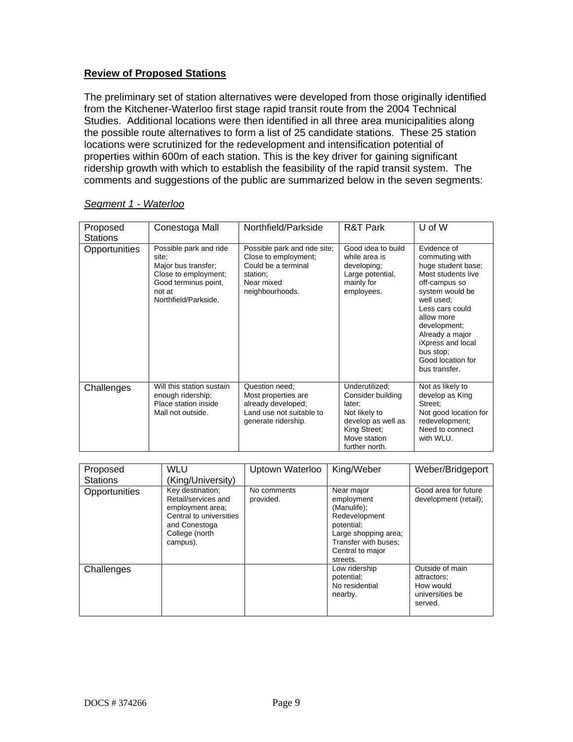## **Review of Proposed Stations**

The preliminary set of station alternatives were developed from those originally identified from the Kitchener-Waterloo first stage rapid transit route from the 2004 Technical Studies. Additional locations were then identified in all three area municipalities along the possible route alternatives to form a list of 25 candidate stations. These 25 station locations were scrutinized for the redevelopment and intensification potential of properties within 600m of each station. This is the key driver for gaining significant ridership growth with which to establish the feasibility of the rapid transit system. The comments and suggestions of the public are summarized below in the seven segments:

### *Segment 1 - Waterloo*

| Proposed Stations | Conestoga Mall | Northfield/Parkside | R&T Park | U of W |
| --- | --- | --- | --- | --- |
| Opportunities | Possible park and ride site; Major bus transfer; Close to employment; Good terminus point, not at Northfield/Parkside. | Possible park and ride site; Close to employment; Could be a terminal station; Near mixed neighbourhoods. | Good idea to build while area is developing; Large potential, mainly for employees. | Evidence of commuting with huge student base; Most students live off-campus so system would be well used; Less cars could allow more development; Already a major iXpress and local bus stop; Good location for bus transfer. |
| Challenges | Will this station sustain enough ridership; Place station inside Mall not outside. | Question need; Most properties are already developed; Land use not suitable to generate ridership. | Underutilized; Consider building later; Not likely to develop as well as King Street; Move station further north. | Not as likely to develop as King Street; Not good location for redevelopment; Need to connect with WLU. |

| Proposed Stations | WLU (King/University) | Uptown Waterloo | King/Weber | Weber/Bridgeport |
| --- | --- | --- | --- | --- |
| Opportunities | Key destination; Retail/services and employment area; Central to universities and Conestoga College (north campus). | No comments provided. | Near major employment (Manulife); Redevelopment potential; Large shopping area; Transfer with buses; Central to major streets. | Good area for future development (retail); |
| Challenges | | | Low ridership potential; No residential nearby. | Outside of main attractors; How would universities be served. |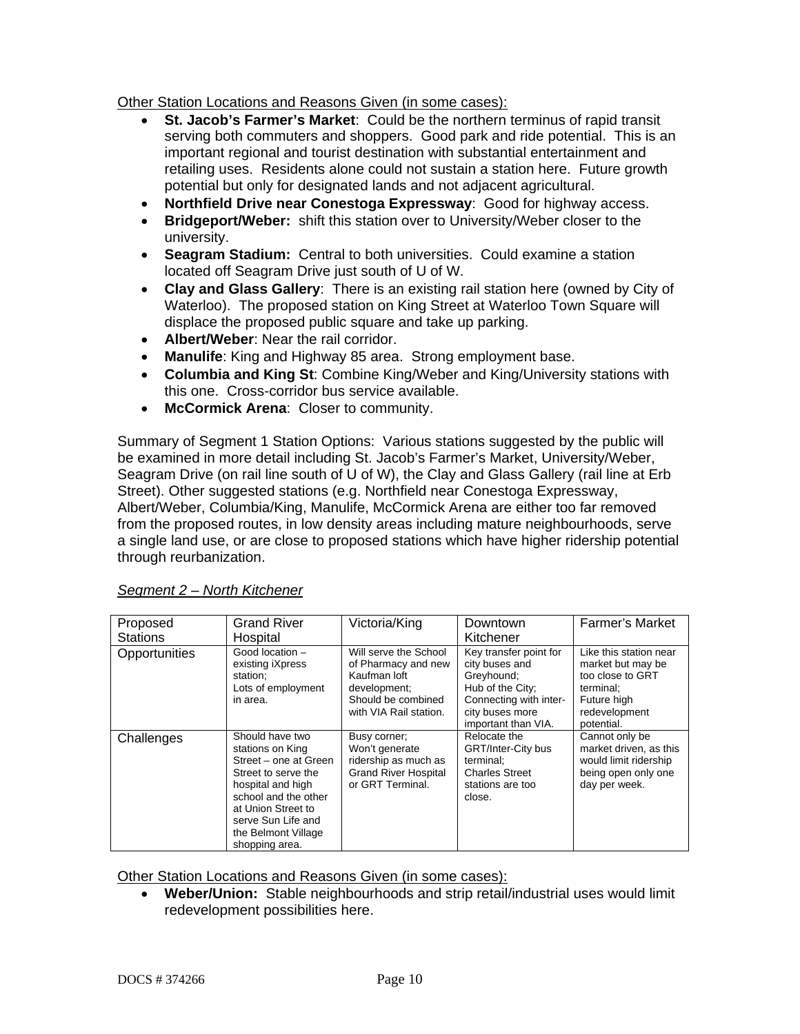Other Station Locations and Reasons Given (in some cases):

- **St. Jacob's Farmer's Market**: Could be the northern terminus of rapid transit serving both commuters and shoppers. Good park and ride potential. This is an important regional and tourist destination with substantial entertainment and retailing uses. Residents alone could not sustain a station here. Future growth potential but only for designated lands and not adjacent agricultural.
- **Northfield Drive near Conestoga Expressway**: Good for highway access.
- **Bridgeport/Weber:** shift this station over to University/Weber closer to the university.
- **Seagram Stadium:** Central to both universities. Could examine a station located off Seagram Drive just south of U of W.
- **Clay and Glass Gallery**: There is an existing rail station here (owned by City of Waterloo). The proposed station on King Street at Waterloo Town Square will displace the proposed public square and take up parking.
- **Albert/Weber**: Near the rail corridor.
- **Manulife**: King and Highway 85 area. Strong employment base.
- **Columbia and King St**: Combine King/Weber and King/University stations with this one. Cross-corridor bus service available.
- **McCormick Arena**: Closer to community.

Summary of Segment 1 Station Options: Various stations suggested by the public will be examined in more detail including St. Jacob's Farmer's Market, University/Weber, Seagram Drive (on rail line south of U of W), the Clay and Glass Gallery (rail line at Erb Street). Other suggested stations (e.g. Northfield near Conestoga Expressway, Albert/Weber, Columbia/King, Manulife, McCormick Arena are either too far removed from the proposed routes, in low density areas including mature neighbourhoods, serve a single land use, or are close to proposed stations which have higher ridership potential through reurbanization.

*Segment 2 – North Kitchener*

| Proposed Stations | Grand River Hospital | Victoria/King | Downtown Kitchener | Farmer's Market |
|---|---|---|---|---|
| Opportunities | Good location – existing iXpress station; Lots of employment in area. | Will serve the School of Pharmacy and new Kaufman loft development; Should be combined with VIA Rail station. | Key transfer point for city buses and Greyhound; Hub of the City; Connecting with inter-city buses more important than VIA. | Like this station near market but may be too close to GRT terminal; Future high redevelopment potential. |
| Challenges | Should have two stations on King Street – one at Green Street to serve the hospital and high school and the other at Union Street to serve Sun Life and the Belmont Village shopping area. | Busy corner; Won't generate ridership as much as Grand River Hospital or GRT Terminal. | Relocate the GRT/Inter-City bus terminal; Charles Street stations are too close. | Cannot only be market driven, as this would limit ridership being open only one day per week. |

Other Station Locations and Reasons Given (in some cases):

- **Weber/Union:** Stable neighbourhoods and strip retail/industrial uses would limit redevelopment possibilities here.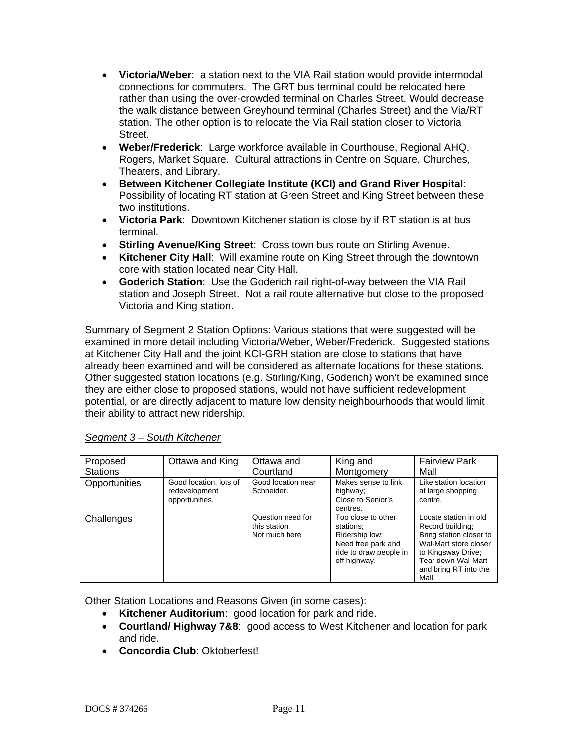- **Victoria/Weber**: a station next to the VIA Rail station would provide intermodal connections for commuters. The GRT bus terminal could be relocated here rather than using the over-crowded terminal on Charles Street. Would decrease the walk distance between Greyhound terminal (Charles Street) and the Via/RT station. The other option is to relocate the Via Rail station closer to Victoria Street.
- **Weber/Frederick**: Large workforce available in Courthouse, Regional AHQ, Rogers, Market Square. Cultural attractions in Centre on Square, Churches, Theaters, and Library.
- **Between Kitchener Collegiate Institute (KCI) and Grand River Hospital**: Possibility of locating RT station at Green Street and King Street between these two institutions.
- **Victoria Park**: Downtown Kitchener station is close by if RT station is at bus terminal.
- **Stirling Avenue/King Street**: Cross town bus route on Stirling Avenue.
- **Kitchener City Hall**: Will examine route on King Street through the downtown core with station located near City Hall.
- **Goderich Station**: Use the Goderich rail right-of-way between the VIA Rail station and Joseph Street. Not a rail route alternative but close to the proposed Victoria and King station.

Summary of Segment 2 Station Options: Various stations that were suggested will be examined in more detail including Victoria/Weber, Weber/Frederick. Suggested stations at Kitchener City Hall and the joint KCI-GRH station are close to stations that have already been examined and will be considered as alternate locations for these stations. Other suggested station locations (e.g. Stirling/King, Goderich) won't be examined since they are either close to proposed stations, would not have sufficient redevelopment potential, or are directly adjacent to mature low density neighbourhoods that would limit their ability to attract new ridership.

*Segment 3 – South Kitchener*

| Proposed Stations | Ottawa and King | Ottawa and Courtland | King and Montgomery | Fairview Park Mall |
|---|---|---|---|---|
| Opportunities | Good location, lots of redevelopment opportunities. | Good location near Schneider. | Makes sense to link highway;<br>Close to Senior's centres. | Like station location at large shopping centre. |
| Challenges | | Question need for this station;<br>Not much here | Too close to other stations;<br>Ridership low;<br>Need free park and ride to draw people in off highway. | Locate station in old Record building;<br>Bring station closer to Wal-Mart store closer to Kingsway Drive;<br>Tear down Wal-Mart and bring RT into the Mall |

Other Station Locations and Reasons Given (in some cases):

- **Kitchener Auditorium**: good location for park and ride.
- **Courtland/ Highway 7&8**: good access to West Kitchener and location for park and ride.
- **Concordia Club**: Oktoberfest!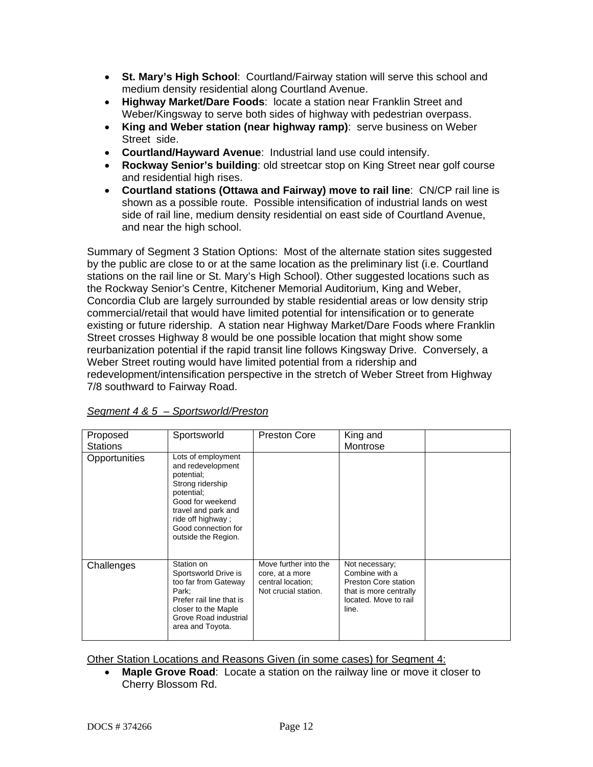- **St. Mary's High School**: Courtland/Fairway station will serve this school and medium density residential along Courtland Avenue.
- **Highway Market/Dare Foods**: locate a station near Franklin Street and Weber/Kingsway to serve both sides of highway with pedestrian overpass.
- **King and Weber station (near highway ramp)**: serve business on Weber Street side.
- **Courtland/Hayward Avenue**: Industrial land use could intensify.
- **Rockway Senior's building**: old streetcar stop on King Street near golf course and residential high rises.
- **Courtland stations (Ottawa and Fairway) move to rail line**: CN/CP rail line is shown as a possible route. Possible intensification of industrial lands on west side of rail line, medium density residential on east side of Courtland Avenue, and near the high school.

Summary of Segment 3 Station Options: Most of the alternate station sites suggested by the public are close to or at the same location as the preliminary list (i.e. Courtland stations on the rail line or St. Mary's High School). Other suggested locations such as the Rockway Senior's Centre, Kitchener Memorial Auditorium, King and Weber, Concordia Club are largely surrounded by stable residential areas or low density strip commercial/retail that would have limited potential for intensification or to generate existing or future ridership. A station near Highway Market/Dare Foods where Franklin Street crosses Highway 8 would be one possible location that might show some reurbanization potential if the rapid transit line follows Kingsway Drive. Conversely, a Weber Street routing would have limited potential from a ridership and redevelopment/intensification perspective in the stretch of Weber Street from Highway 7/8 southward to Fairway Road.

*Segment 4 & 5 – Sportsworld/Preston*

| Proposed Stations | Sportsworld | Preston Core | King and Montrose | |
|---|---|---|---|---|
| Opportunities | Lots of employment and redevelopment potential; Strong ridership potential; Good for weekend travel and park and ride off highway ; Good connection for outside the Region. | | | |
| Challenges | Station on Sportsworld Drive is too far from Gateway Park; Prefer rail line that is closer to the Maple Grove Road industrial area and Toyota. | Move further into the core, at a more central location; Not crucial station. | Not necessary; Combine with a Preston Core station that is more centrally located. Move to rail line. | |

Other Station Locations and Reasons Given (in some cases) for Segment 4:

- **Maple Grove Road**: Locate a station on the railway line or move it closer to Cherry Blossom Rd.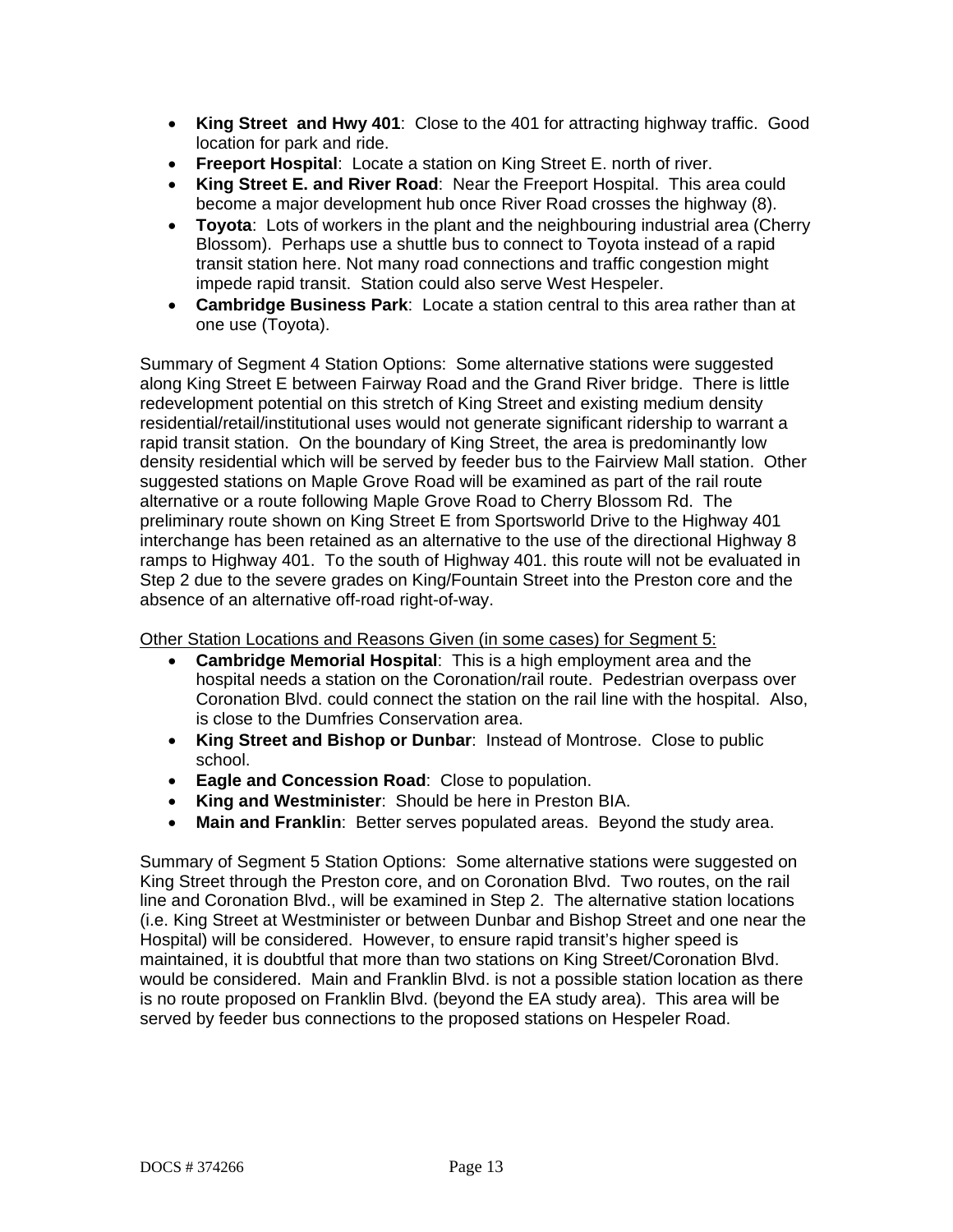- **King Street  and Hwy 401**:  Close to the 401 for attracting highway traffic.  Good location for park and ride.
- **Freeport Hospital**:  Locate a station on King Street E. north of river.
- **King Street E. and River Road**:  Near the Freeport Hospital.  This area could become a major development hub once River Road crosses the highway (8).
- **Toyota**:  Lots of workers in the plant and the neighbouring industrial area (Cherry Blossom).  Perhaps use a shuttle bus to connect to Toyota instead of a rapid transit station here. Not many road connections and traffic congestion might impede rapid transit.  Station could also serve West Hespeler.
- **Cambridge Business Park**:  Locate a station central to this area rather than at one use (Toyota).

Summary of Segment 4 Station Options:  Some alternative stations were suggested along King Street E between Fairway Road and the Grand River bridge.  There is little redevelopment potential on this stretch of King Street and existing medium density residential/retail/institutional uses would not generate significant ridership to warrant a rapid transit station.  On the boundary of King Street, the area is predominantly low density residential which will be served by feeder bus to the Fairview Mall station.  Other suggested stations on Maple Grove Road will be examined as part of the rail route alternative or a route following Maple Grove Road to Cherry Blossom Rd.  The preliminary route shown on King Street E from Sportsworld Drive to the Highway 401 interchange has been retained as an alternative to the use of the directional Highway 8 ramps to Highway 401.  To the south of Highway 401. this route will not be evaluated in Step 2 due to the severe grades on King/Fountain Street into the Preston core and the absence of an alternative off-road right-of-way.

<u>Other Station Locations and Reasons Given (in some cases) for Segment 5:</u>

- **Cambridge Memorial Hospital**:  This is a high employment area and the hospital needs a station on the Coronation/rail route.  Pedestrian overpass over Coronation Blvd. could connect the station on the rail line with the hospital.  Also, is close to the Dumfries Conservation area.
- **King Street and Bishop or Dunbar**:  Instead of Montrose.  Close to public school.
- **Eagle and Concession Road**:  Close to population.
- **King and Westminister**:  Should be here in Preston BIA.
- **Main and Franklin**:  Better serves populated areas.  Beyond the study area.

Summary of Segment 5 Station Options:  Some alternative stations were suggested on King Street through the Preston core, and on Coronation Blvd.  Two routes, on the rail line and Coronation Blvd., will be examined in Step 2.  The alternative station locations (i.e. King Street at Westminister or between Dunbar and Bishop Street and one near the Hospital) will be considered.  However, to ensure rapid transit's higher speed is maintained, it is doubtful that more than two stations on King Street/Coronation Blvd. would be considered.  Main and Franklin Blvd. is not a possible station location as there is no route proposed on Franklin Blvd. (beyond the EA study area).  This area will be served by feeder bus connections to the proposed stations on Hespeler Road.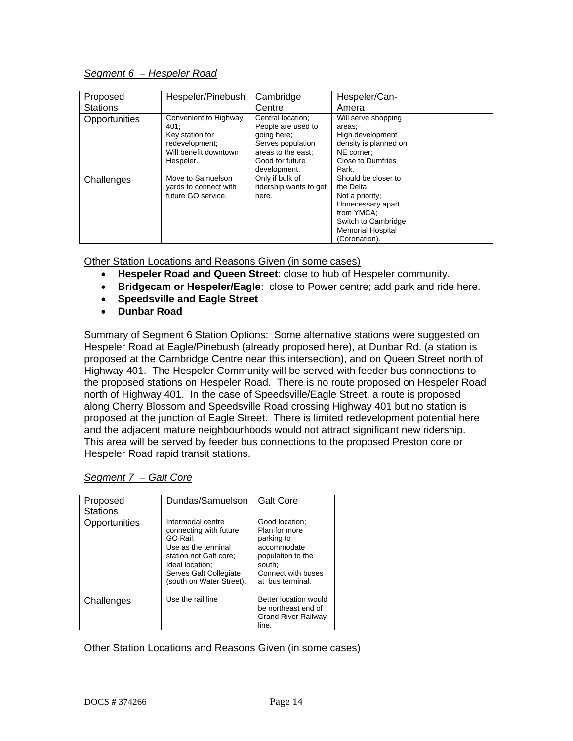*Segment 6 – Hespeler Road*

| Proposed Stations | Hespeler/Pinebush | Cambridge Centre | Hespeler/Can-Amera | |
|---|---|---|---|---|
| Opportunities | Convenient to Highway 401;<br>Key station for redevelopment;<br>Will benefit downtown Hespeler. | Central location;<br>People are used to going here;<br>Serves population areas to the east;<br>Good for future development. | Will serve shopping areas;<br>High development density is planned on NE corner;<br>Close to Dumfries Park. | |
| Challenges | Move to Samuelson yards to connect with future GO service. | Only if bulk of ridership wants to get here. | Should be closer to the Delta;<br>Not a priority;<br>Unnecessary apart from YMCA;<br>Switch to Cambridge Memorial Hospital (Coronation). | |

Other Station Locations and Reasons Given (in some cases)

- **Hespeler Road and Queen Street**: close to hub of Hespeler community.
- **Bridgecam or Hespeler/Eagle**: close to Power centre; add park and ride here.
- **Speedsville and Eagle Street**
- **Dunbar Road**

Summary of Segment 6 Station Options: Some alternative stations were suggested on Hespeler Road at Eagle/Pinebush (already proposed here), at Dunbar Rd. (a station is proposed at the Cambridge Centre near this intersection), and on Queen Street north of Highway 401. The Hespeler Community will be served with feeder bus connections to the proposed stations on Hespeler Road. There is no route proposed on Hespeler Road north of Highway 401. In the case of Speedsville/Eagle Street, a route is proposed along Cherry Blossom and Speedsville Road crossing Highway 401 but no station is proposed at the junction of Eagle Street. There is limited redevelopment potential here and the adjacent mature neighbourhoods would not attract significant new ridership. This area will be served by feeder bus connections to the proposed Preston core or Hespeler Road rapid transit stations.

*Segment 7 – Galt Core*

| Proposed Stations | Dundas/Samuelson | Galt Core | | |
|---|---|---|---|---|
| Opportunities | Intermodal centre connecting with future GO Rail;<br>Use as the terminal station not Galt core;<br>Ideal location;<br>Serves Galt Collegiate (south on Water Street). | Good location;<br>Plan for more parking to accommodate population to the south;<br>Connect with buses at bus terminal. | | |
| Challenges | Use the rail line | Better location would be northeast end of Grand River Railway line. | | |

Other Station Locations and Reasons Given (in some cases)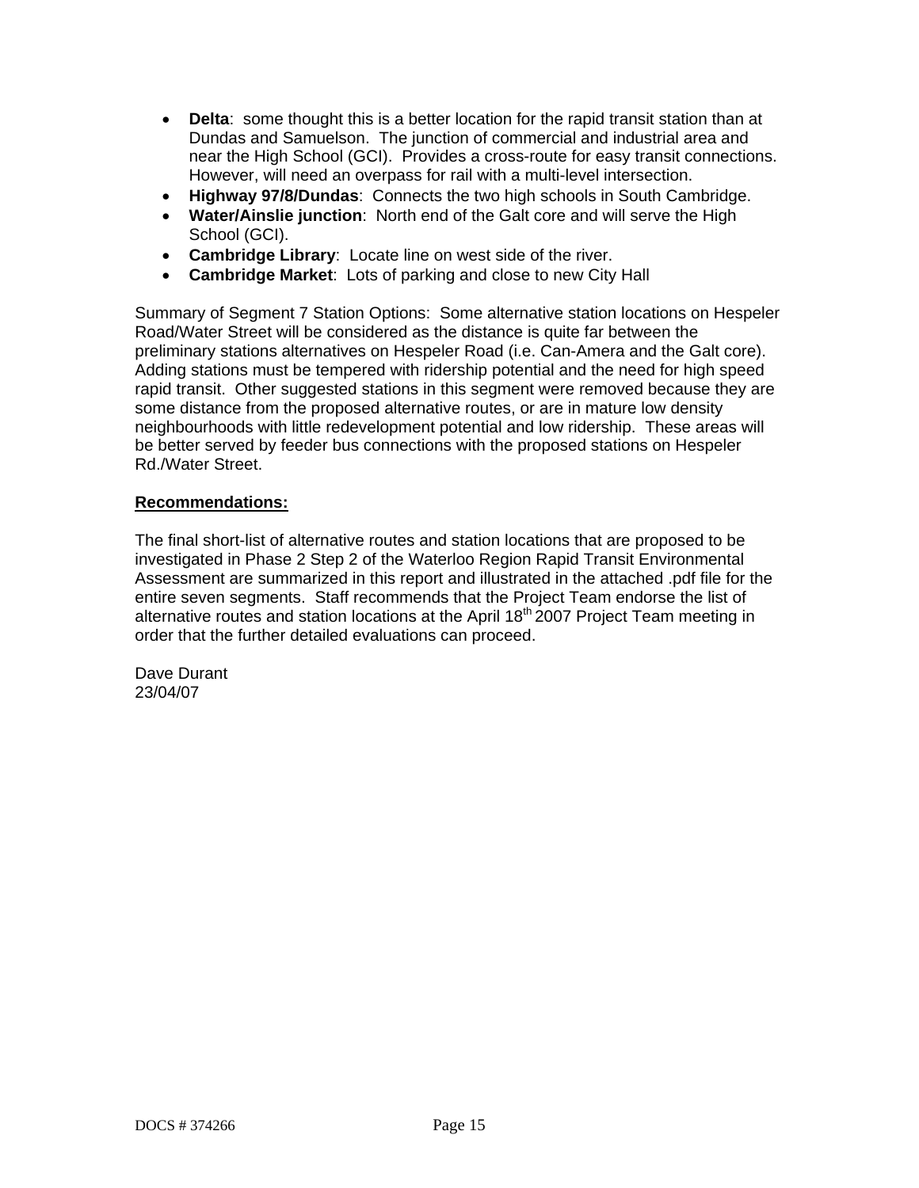- **Delta**: some thought this is a better location for the rapid transit station than at Dundas and Samuelson. The junction of commercial and industrial area and near the High School (GCI). Provides a cross-route for easy transit connections. However, will need an overpass for rail with a multi-level intersection.
- **Highway 97/8/Dundas**: Connects the two high schools in South Cambridge.
- **Water/Ainslie junction**: North end of the Galt core and will serve the High School (GCI).
- **Cambridge Library**: Locate line on west side of the river.
- **Cambridge Market**: Lots of parking and close to new City Hall

Summary of Segment 7 Station Options: Some alternative station locations on Hespeler Road/Water Street will be considered as the distance is quite far between the preliminary stations alternatives on Hespeler Road (i.e. Can-Amera and the Galt core). Adding stations must be tempered with ridership potential and the need for high speed rapid transit. Other suggested stations in this segment were removed because they are some distance from the proposed alternative routes, or are in mature low density neighbourhoods with little redevelopment potential and low ridership. These areas will be better served by feeder bus connections with the proposed stations on Hespeler Rd./Water Street.

**Recommendations:**

The final short-list of alternative routes and station locations that are proposed to be investigated in Phase 2 Step 2 of the Waterloo Region Rapid Transit Environmental Assessment are summarized in this report and illustrated in the attached .pdf file for the entire seven segments. Staff recommends that the Project Team endorse the list of alternative routes and station locations at the April 18th 2007 Project Team meeting in order that the further detailed evaluations can proceed.

Dave Durant
23/04/07

DOCS # 374266